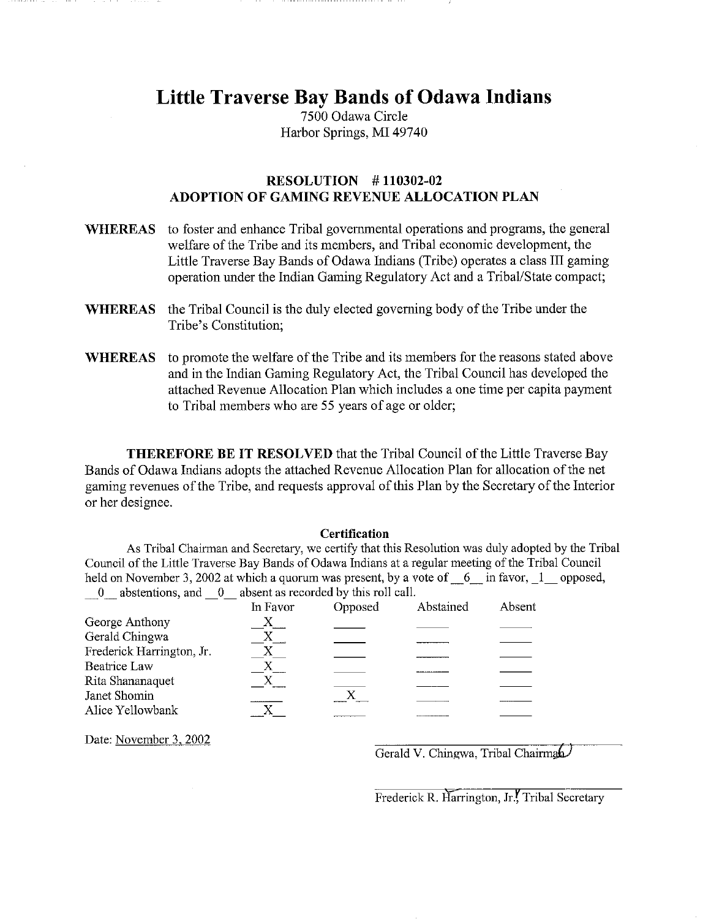# Little Traverse Bay Bands of Odawa Indians

7500 Odawa Circle
Harbor Springs, MI 49740

## RESOLUTION # 110302-02
## ADOPTION OF GAMING REVENUE ALLOCATION PLAN

**WHEREAS** to foster and enhance Tribal governmental operations and programs, the general welfare of the Tribe and its members, and Tribal economic development, the Little Traverse Bay Bands of Odawa Indians (Tribe) operates a class III gaming operation under the Indian Gaming Regulatory Act and a Tribal/State compact;

**WHEREAS** the Tribal Council is the duly elected governing body of the Tribe under the Tribe's Constitution;

**WHEREAS** to promote the welfare of the Tribe and its members for the reasons stated above and in the Indian Gaming Regulatory Act, the Tribal Council has developed the attached Revenue Allocation Plan which includes a one time per capita payment to Tribal members who are 55 years of age or older;

**THEREFORE BE IT RESOLVED** that the Tribal Council of the Little Traverse Bay Bands of Odawa Indians adopts the attached Revenue Allocation Plan for allocation of the net gaming revenues of the Tribe, and requests approval of this Plan by the Secretary of the Interior or her designee.

**Certification**

As Tribal Chairman and Secretary, we certify that this Resolution was duly adopted by the Tribal Council of the Little Traverse Bay Bands of Odawa Indians at a regular meeting of the Tribal Council held on November 3, 2002 at which a quorum was present, by a vote of 6 in favor, 1 opposed, 0 abstentions, and 0 absent as recorded by this roll call.

| | In Favor | Opposed | Abstained | Absent |
|---|---|---|---|---|
| George Anthony | X | | | |
| Gerald Chingwa | X | | | |
| Frederick Harrington, Jr. | X | | | |
| Beatrice Law | X | | | |
| Rita Shananaquet | X | | | |
| Janet Shomin | | X | | |
| Alice Yellowbank | X | | | |

Date: November 3, 2002

Gerald V. Chingwa, Tribal Chairman

Frederick R. Harrington, Jr., Tribal Secretary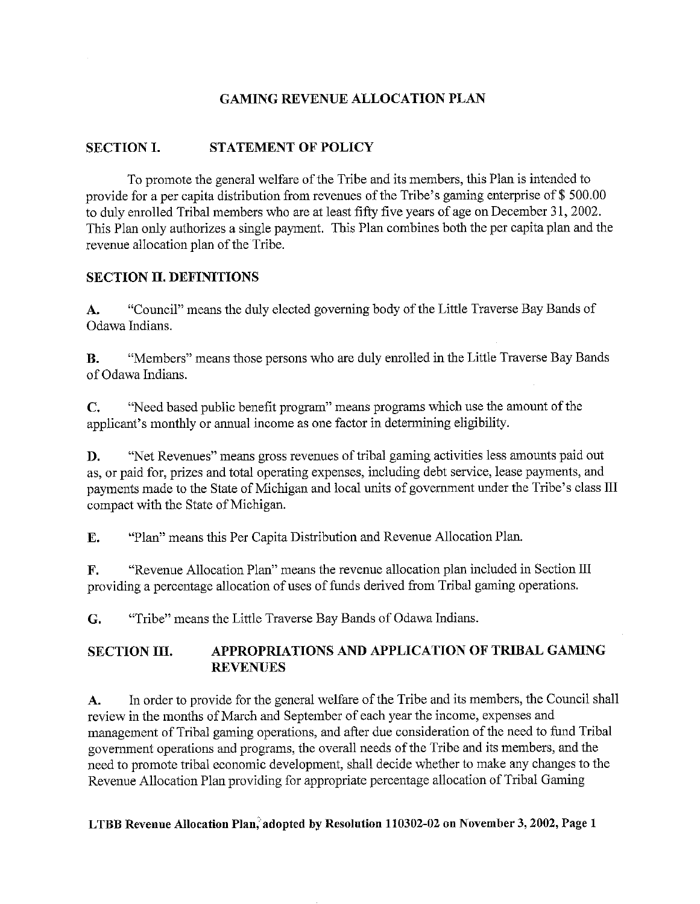## GAMING REVENUE ALLOCATION PLAN

## SECTION I. STATEMENT OF POLICY

To promote the general welfare of the Tribe and its members, this Plan is intended to provide for a per capita distribution from revenues of the Tribe's gaming enterprise of $ 500.00 to duly enrolled Tribal members who are at least fifty five years of age on December 31, 2002. This Plan only authorizes a single payment. This Plan combines both the per capita plan and the revenue allocation plan of the Tribe.

## SECTION II. DEFINITIONS

**A.** "Council" means the duly elected governing body of the Little Traverse Bay Bands of Odawa Indians.

**B.** "Members" means those persons who are duly enrolled in the Little Traverse Bay Bands of Odawa Indians.

**C.** "Need based public benefit program" means programs which use the amount of the applicant's monthly or annual income as one factor in determining eligibility.

**D.** "Net Revenues" means gross revenues of tribal gaming activities less amounts paid out as, or paid for, prizes and total operating expenses, including debt service, lease payments, and payments made to the State of Michigan and local units of government under the Tribe's class III compact with the State of Michigan.

**E.** "Plan" means this Per Capita Distribution and Revenue Allocation Plan.

**F.** "Revenue Allocation Plan" means the revenue allocation plan included in Section III providing a percentage allocation of uses of funds derived from Tribal gaming operations.

**G.** "Tribe" means the Little Traverse Bay Bands of Odawa Indians.

## SECTION III. APPROPRIATIONS AND APPLICATION OF TRIBAL GAMING REVENUES

**A.** In order to provide for the general welfare of the Tribe and its members, the Council shall review in the months of March and September of each year the income, expenses and management of Tribal gaming operations, and after due consideration of the need to fund Tribal government operations and programs, the overall needs of the Tribe and its members, and the need to promote tribal economic development, shall decide whether to make any changes to the Revenue Allocation Plan providing for appropriate percentage allocation of Tribal Gaming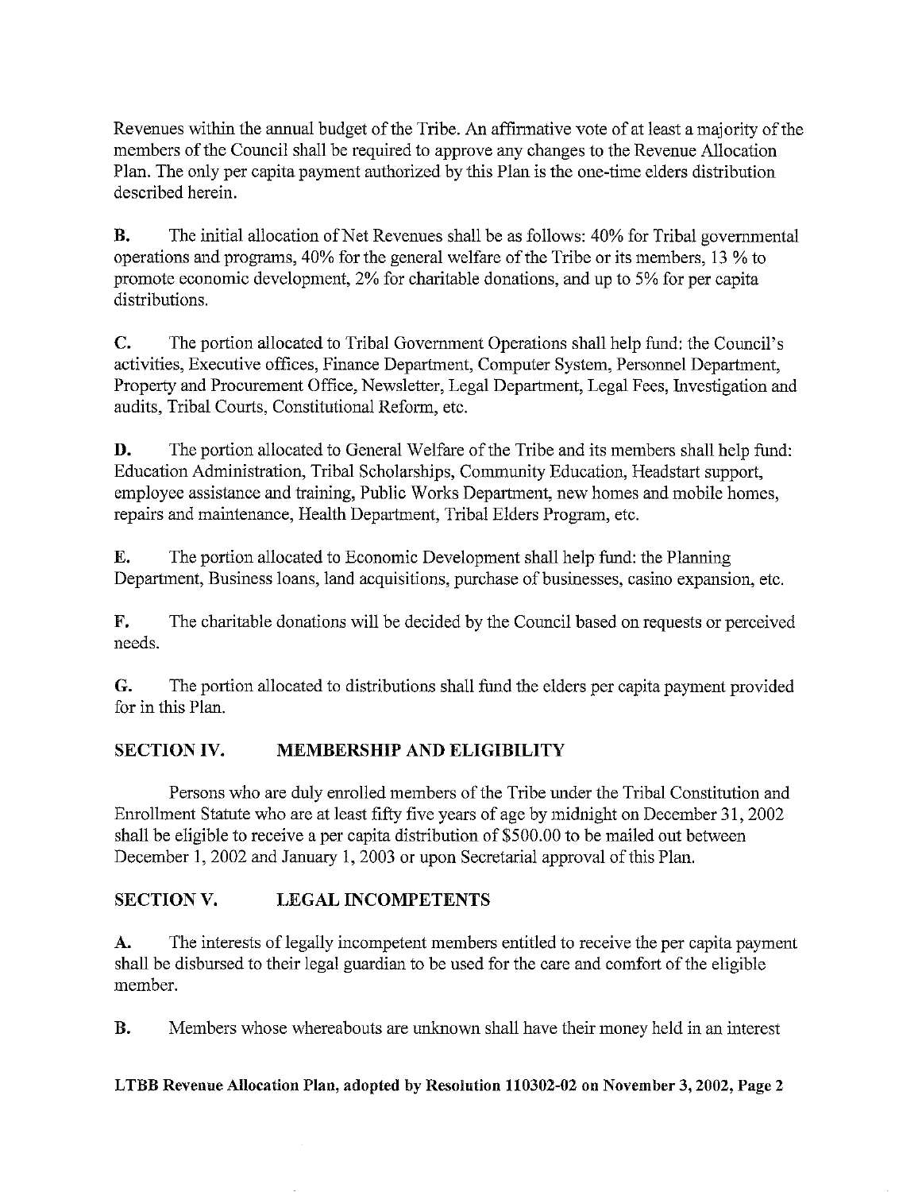Revenues within the annual budget of the Tribe. An affirmative vote of at least a majority of the members of the Council shall be required to approve any changes to the Revenue Allocation Plan. The only per capita payment authorized by this Plan is the one-time elders distribution described herein.

**B.** The initial allocation of Net Revenues shall be as follows: 40% for Tribal governmental operations and programs, 40% for the general welfare of the Tribe or its members, 13 % to promote economic development, 2% for charitable donations, and up to 5% for per capita distributions.

**C.** The portion allocated to Tribal Government Operations shall help fund: the Council's activities, Executive offices, Finance Department, Computer System, Personnel Department, Property and Procurement Office, Newsletter, Legal Department, Legal Fees, Investigation and audits, Tribal Courts, Constitutional Reform, etc.

**D.** The portion allocated to General Welfare of the Tribe and its members shall help fund: Education Administration, Tribal Scholarships, Community Education, Headstart support, employee assistance and training, Public Works Department, new homes and mobile homes, repairs and maintenance, Health Department, Tribal Elders Program, etc.

**E.** The portion allocated to Economic Development shall help fund: the Planning Department, Business loans, land acquisitions, purchase of businesses, casino expansion, etc.

**F.** The charitable donations will be decided by the Council based on requests or perceived needs.

**G.** The portion allocated to distributions shall fund the elders per capita payment provided for in this Plan.

## SECTION IV. MEMBERSHIP AND ELIGIBILITY

Persons who are duly enrolled members of the Tribe under the Tribal Constitution and Enrollment Statute who are at least fifty five years of age by midnight on December 31, 2002 shall be eligible to receive a per capita distribution of $500.00 to be mailed out between December 1, 2002 and January 1, 2003 or upon Secretarial approval of this Plan.

## SECTION V. LEGAL INCOMPETENTS

**A.** The interests of legally incompetent members entitled to receive the per capita payment shall be disbursed to their legal guardian to be used for the care and comfort of the eligible member.

**B.** Members whose whereabouts are unknown shall have their money held in an interest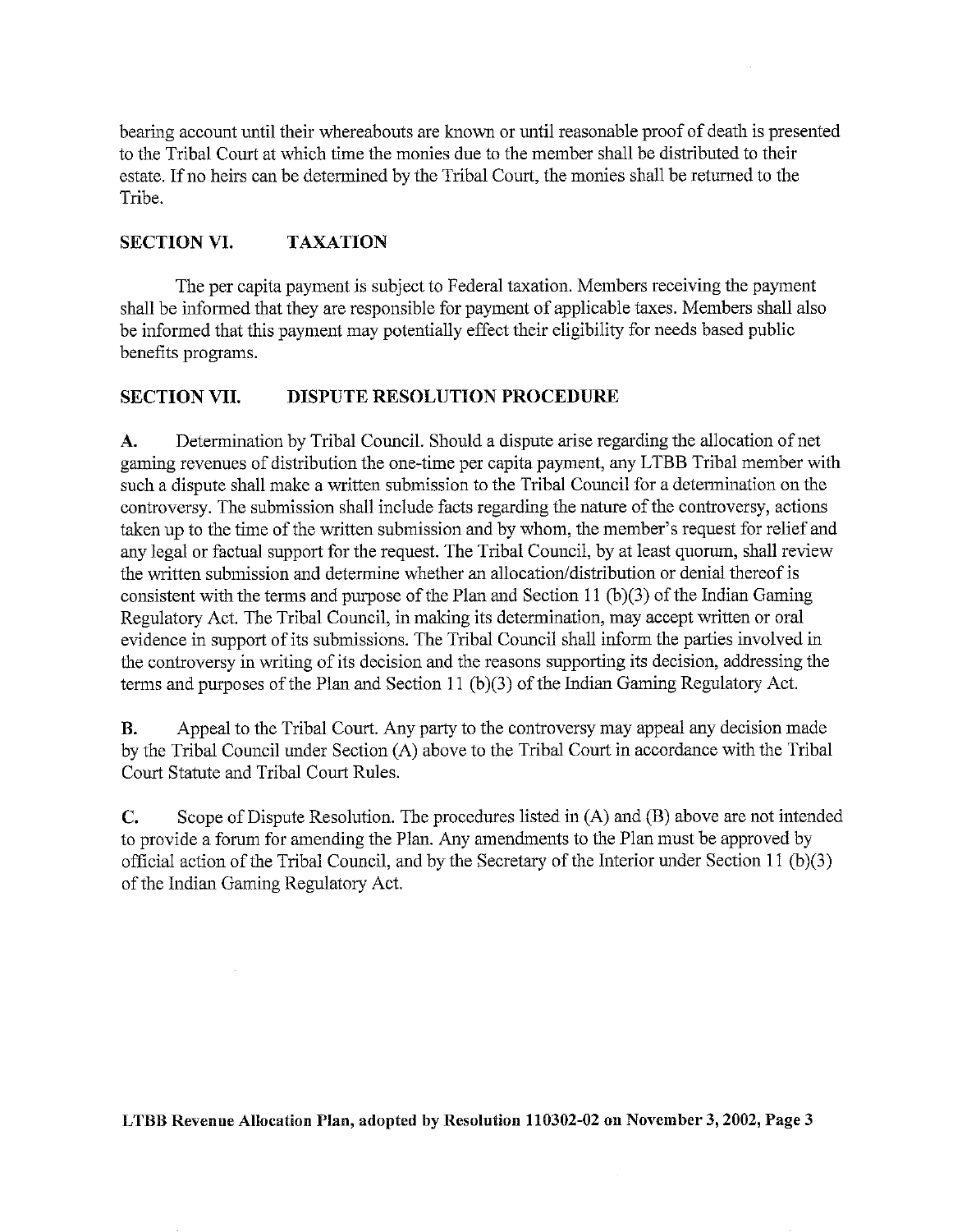bearing account until their whereabouts are known or until reasonable proof of death is presented to the Tribal Court at which time the monies due to the member shall be distributed to their estate. If no heirs can be determined by the Tribal Court, the monies shall be returned to the Tribe.

## SECTION VI. TAXATION

The per capita payment is subject to Federal taxation. Members receiving the payment shall be informed that they are responsible for payment of applicable taxes. Members shall also be informed that this payment may potentially effect their eligibility for needs based public benefits programs.

## SECTION VII. DISPUTE RESOLUTION PROCEDURE

**A.** Determination by Tribal Council. Should a dispute arise regarding the allocation of net gaming revenues of distribution the one-time per capita payment, any LTBB Tribal member with such a dispute shall make a written submission to the Tribal Council for a determination on the controversy. The submission shall include facts regarding the nature of the controversy, actions taken up to the time of the written submission and by whom, the member's request for relief and any legal or factual support for the request. The Tribal Council, by at least quorum, shall review the written submission and determine whether an allocation/distribution or denial thereof is consistent with the terms and purpose of the Plan and Section 11 (b)(3) of the Indian Gaming Regulatory Act. The Tribal Council, in making its determination, may accept written or oral evidence in support of its submissions. The Tribal Council shall inform the parties involved in the controversy in writing of its decision and the reasons supporting its decision, addressing the terms and purposes of the Plan and Section 11 (b)(3) of the Indian Gaming Regulatory Act.

**B.** Appeal to the Tribal Court. Any party to the controversy may appeal any decision made by the Tribal Council under Section (A) above to the Tribal Court in accordance with the Tribal Court Statute and Tribal Court Rules.

**C.** Scope of Dispute Resolution. The procedures listed in (A) and (B) above are not intended to provide a forum for amending the Plan. Any amendments to the Plan must be approved by official action of the Tribal Council, and by the Secretary of the Interior under Section 11 (b)(3) of the Indian Gaming Regulatory Act.